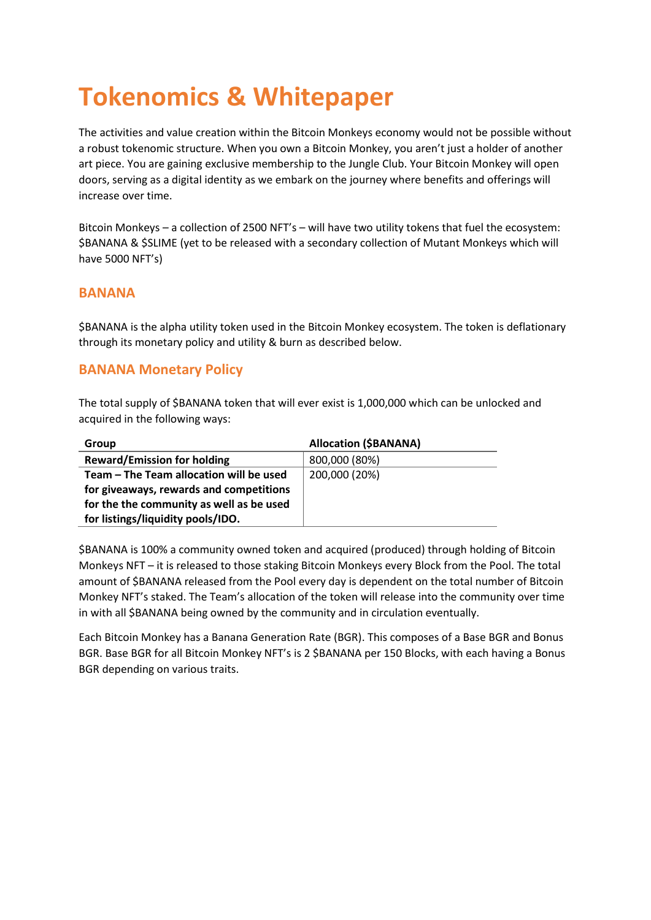# Tokenomics & Whitepaper

The activities and value creation within the Bitcoin Monkeys economy would not be possible without a robust tokenomic structure. When you own a Bitcoin Monkey, you aren't just a holder of another art piece. You are gaining exclusive membership to the Jungle Club. Your Bitcoin Monkey will open doors, serving as a digital identity as we embark on the journey where benefits and offerings will increase over time.

Bitcoin Monkeys – a collection of 2500 NFT's – will have two utility tokens that fuel the ecosystem: $BANANA & $SLIME (yet to be released with a secondary collection of Mutant Monkeys which will have 5000 NFT's)

## BANANA

$BANANA is the alpha utility token used in the Bitcoin Monkey ecosystem. The token is deflationary through its monetary policy and utility & burn as described below.

## BANANA Monetary Policy

The total supply of $BANANA token that will ever exist is 1,000,000 which can be unlocked and acquired in the following ways:

| Group | Allocation ($BANANA) |
|---|---|
| **Reward/Emission for holding** | 800,000 (80%) |
| **Team – The Team allocation will be used for giveaways, rewards and competitions for the the community as well as be used for listings/liquidity pools/IDO.** | 200,000 (20%) |

$BANANA is 100% a community owned token and acquired (produced) through holding of Bitcoin Monkeys NFT – it is released to those staking Bitcoin Monkeys every Block from the Pool. The total amount of $BANANA released from the Pool every day is dependent on the total number of Bitcoin Monkey NFT's staked. The Team's allocation of the token will release into the community over time in with all $BANANA being owned by the community and in circulation eventually.

Each Bitcoin Monkey has a Banana Generation Rate (BGR). This composes of a Base BGR and Bonus BGR. Base BGR for all Bitcoin Monkey NFT's is 2 $BANANA per 150 Blocks, with each having a Bonus BGR depending on various traits.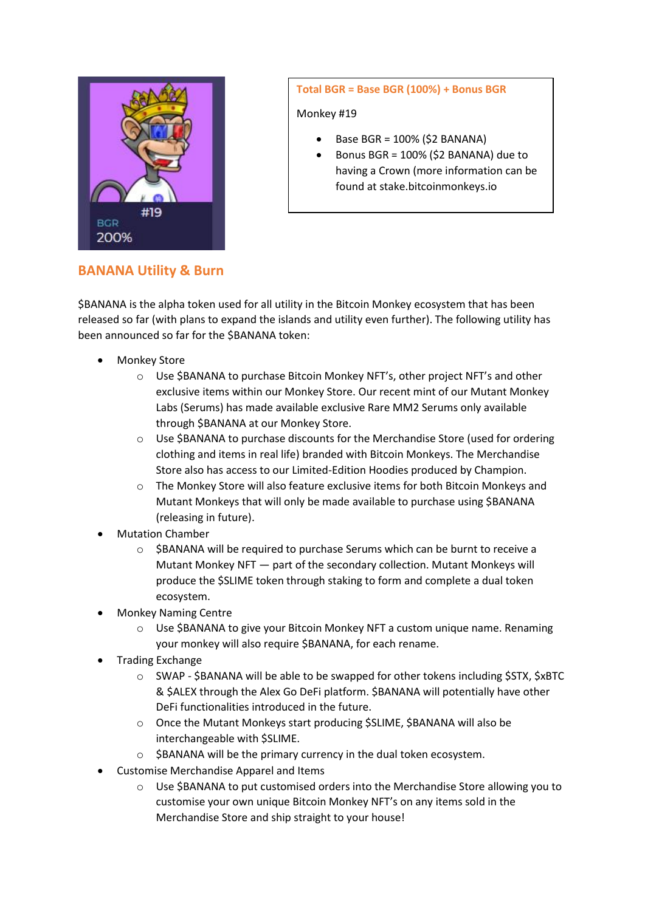**Total BGR = Base BGR (100%) + Bonus BGR**

Monkey #19

- Base BGR = 100% ($2 BANANA)
- Bonus BGR = 100% ($2 BANANA) due to having a Crown (more information can be found at stake.bitcoinmonkeys.io

## BANANA Utility & Burn

$BANANA is the alpha token used for all utility in the Bitcoin Monkey ecosystem that has been released so far (with plans to expand the islands and utility even further). The following utility has been announced so far for the $BANANA token:

- Monkey Store
  - Use $BANANA to purchase Bitcoin Monkey NFT's, other project NFT's and other exclusive items within our Monkey Store. Our recent mint of our Mutant Monkey Labs (Serums) has made available exclusive Rare MM2 Serums only available through $BANANA at our Monkey Store.
  - Use $BANANA to purchase discounts for the Merchandise Store (used for ordering clothing and items in real life) branded with Bitcoin Monkeys. The Merchandise Store also has access to our Limited-Edition Hoodies produced by Champion.
  - The Monkey Store will also feature exclusive items for both Bitcoin Monkeys and Mutant Monkeys that will only be made available to purchase using $BANANA (releasing in future).
- Mutation Chamber
  - $BANANA will be required to purchase Serums which can be burnt to receive a Mutant Monkey NFT — part of the secondary collection. Mutant Monkeys will produce the $SLIME token through staking to form and complete a dual token ecosystem.
- Monkey Naming Centre
  - Use $BANANA to give your Bitcoin Monkey NFT a custom unique name. Renaming your monkey will also require $BANANA, for each rename.
- Trading Exchange
  - SWAP - $BANANA will be able to be swapped for other tokens including $STX, $xBTC & $ALEX through the Alex Go DeFi platform. $BANANA will potentially have other DeFi functionalities introduced in the future.
  - Once the Mutant Monkeys start producing $SLIME, $BANANA will also be interchangeable with $SLIME.
  - $BANANA will be the primary currency in the dual token ecosystem.
- Customise Merchandise Apparel and Items
  - Use $BANANA to put customised orders into the Merchandise Store allowing you to customise your own unique Bitcoin Monkey NFT's on any items sold in the Merchandise Store and ship straight to your house!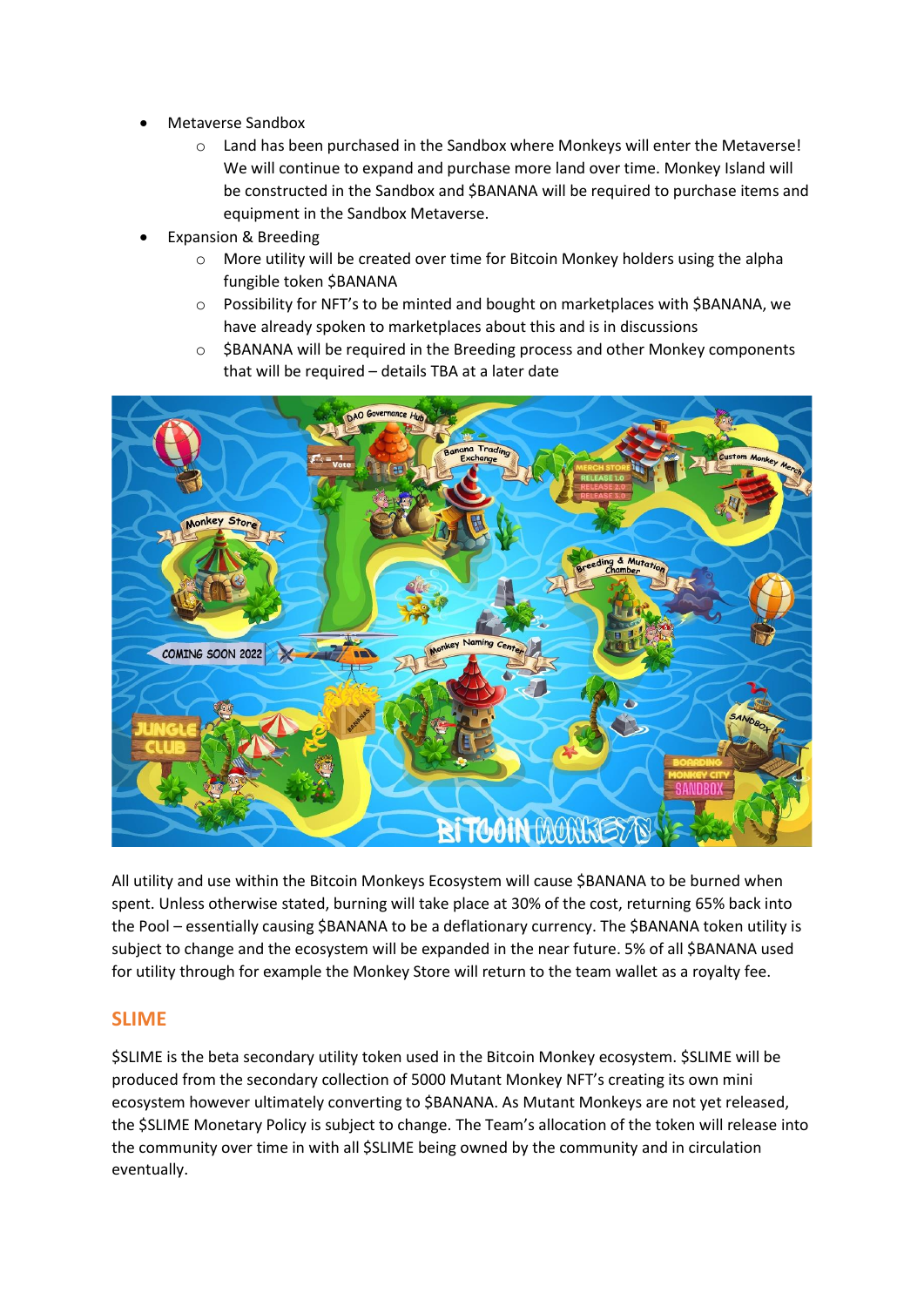- Metaverse Sandbox
    - Land has been purchased in the Sandbox where Monkeys will enter the Metaverse! We will continue to expand and purchase more land over time. Monkey Island will be constructed in the Sandbox and $BANANA will be required to purchase items and equipment in the Sandbox Metaverse.
- Expansion & Breeding
    - More utility will be created over time for Bitcoin Monkey holders using the alpha fungible token $BANANA
    - Possibility for NFT's to be minted and bought on marketplaces with $BANANA, we have already spoken to marketplaces about this and is in discussions
    - $BANANA will be required in the Breeding process and other Monkey components that will be required – details TBA at a later date

All utility and use within the Bitcoin Monkeys Ecosystem will cause $BANANA to be burned when spent. Unless otherwise stated, burning will take place at 30% of the cost, returning 65% back into the Pool – essentially causing $BANANA to be a deflationary currency. The $BANANA token utility is subject to change and the ecosystem will be expanded in the near future. 5% of all $BANANA used for utility through for example the Monkey Store will return to the team wallet as a royalty fee.

## SLIME

$SLIME is the beta secondary utility token used in the Bitcoin Monkey ecosystem. $SLIME will be produced from the secondary collection of 5000 Mutant Monkey NFT's creating its own mini ecosystem however ultimately converting to $BANANA. As Mutant Monkeys are not yet released, the $SLIME Monetary Policy is subject to change. The Team's allocation of the token will release into the community over time in with all $SLIME being owned by the community and in circulation eventually.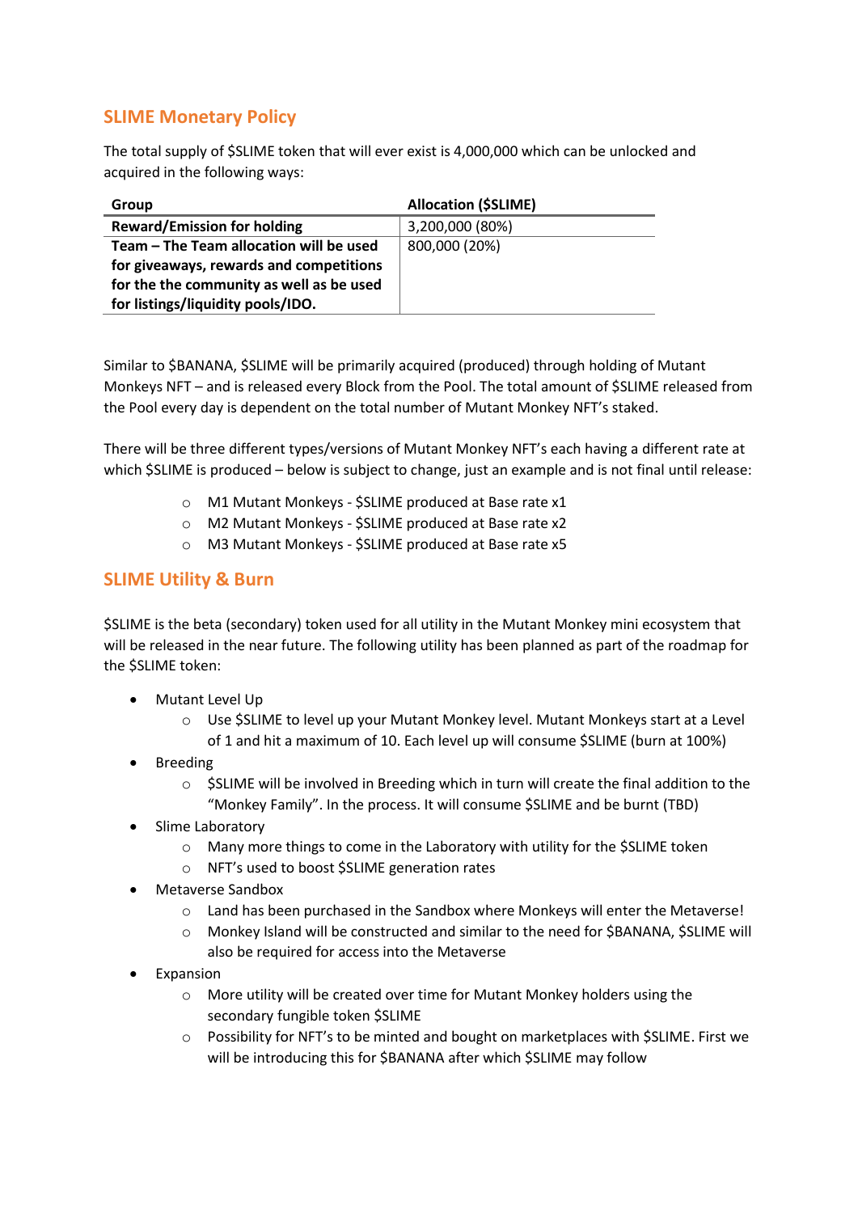## SLIME Monetary Policy

The total supply of $SLIME token that will ever exist is 4,000,000 which can be unlocked and acquired in the following ways:

| Group | Allocation ($SLIME) |
|---|---|
| **Reward/Emission for holding** | 3,200,000 (80%) |
| **Team – The Team allocation will be used for giveaways, rewards and competitions for the the community as well as be used for listings/liquidity pools/IDO.** | 800,000 (20%) |

Similar to $BANANA, $SLIME will be primarily acquired (produced) through holding of Mutant Monkeys NFT – and is released every Block from the Pool. The total amount of $SLIME released from the Pool every day is dependent on the total number of Mutant Monkey NFT's staked.

There will be three different types/versions of Mutant Monkey NFT's each having a different rate at which $SLIME is produced – below is subject to change, just an example and is not final until release:

- M1 Mutant Monkeys - $SLIME produced at Base rate x1
- M2 Mutant Monkeys - $SLIME produced at Base rate x2
- M3 Mutant Monkeys - $SLIME produced at Base rate x5

## SLIME Utility & Burn

$SLIME is the beta (secondary) token used for all utility in the Mutant Monkey mini ecosystem that will be released in the near future. The following utility has been planned as part of the roadmap for the $SLIME token:

- Mutant Level Up
  - Use $SLIME to level up your Mutant Monkey level. Mutant Monkeys start at a Level of 1 and hit a maximum of 10. Each level up will consume $SLIME (burn at 100%)
- Breeding
  - $SLIME will be involved in Breeding which in turn will create the final addition to the "Monkey Family". In the process. It will consume $SLIME and be burnt (TBD)
- Slime Laboratory
  - Many more things to come in the Laboratory with utility for the $SLIME token
  - NFT's used to boost $SLIME generation rates
- Metaverse Sandbox
  - Land has been purchased in the Sandbox where Monkeys will enter the Metaverse!
  - Monkey Island will be constructed and similar to the need for $BANANA, $SLIME will also be required for access into the Metaverse
- Expansion
  - More utility will be created over time for Mutant Monkey holders using the secondary fungible token $SLIME
  - Possibility for NFT's to be minted and bought on marketplaces with $SLIME. First we will be introducing this for $BANANA after which $SLIME may follow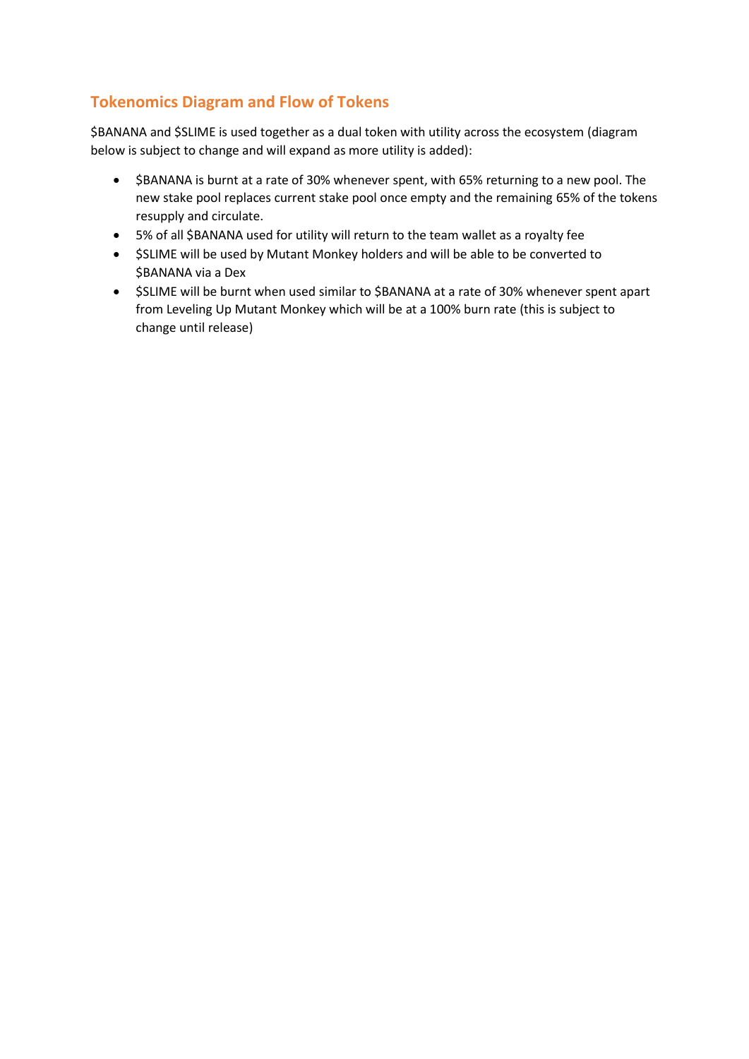## Tokenomics Diagram and Flow of Tokens

$BANANA and $SLIME is used together as a dual token with utility across the ecosystem (diagram below is subject to change and will expand as more utility is added):

- $BANANA is burnt at a rate of 30% whenever spent, with 65% returning to a new pool. The new stake pool replaces current stake pool once empty and the remaining 65% of the tokens resupply and circulate.
- 5% of all $BANANA used for utility will return to the team wallet as a royalty fee
- $SLIME will be used by Mutant Monkey holders and will be able to be converted to $BANANA via a Dex
- $SLIME will be burnt when used similar to $BANANA at a rate of 30% whenever spent apart from Leveling Up Mutant Monkey which will be at a 100% burn rate (this is subject to change until release)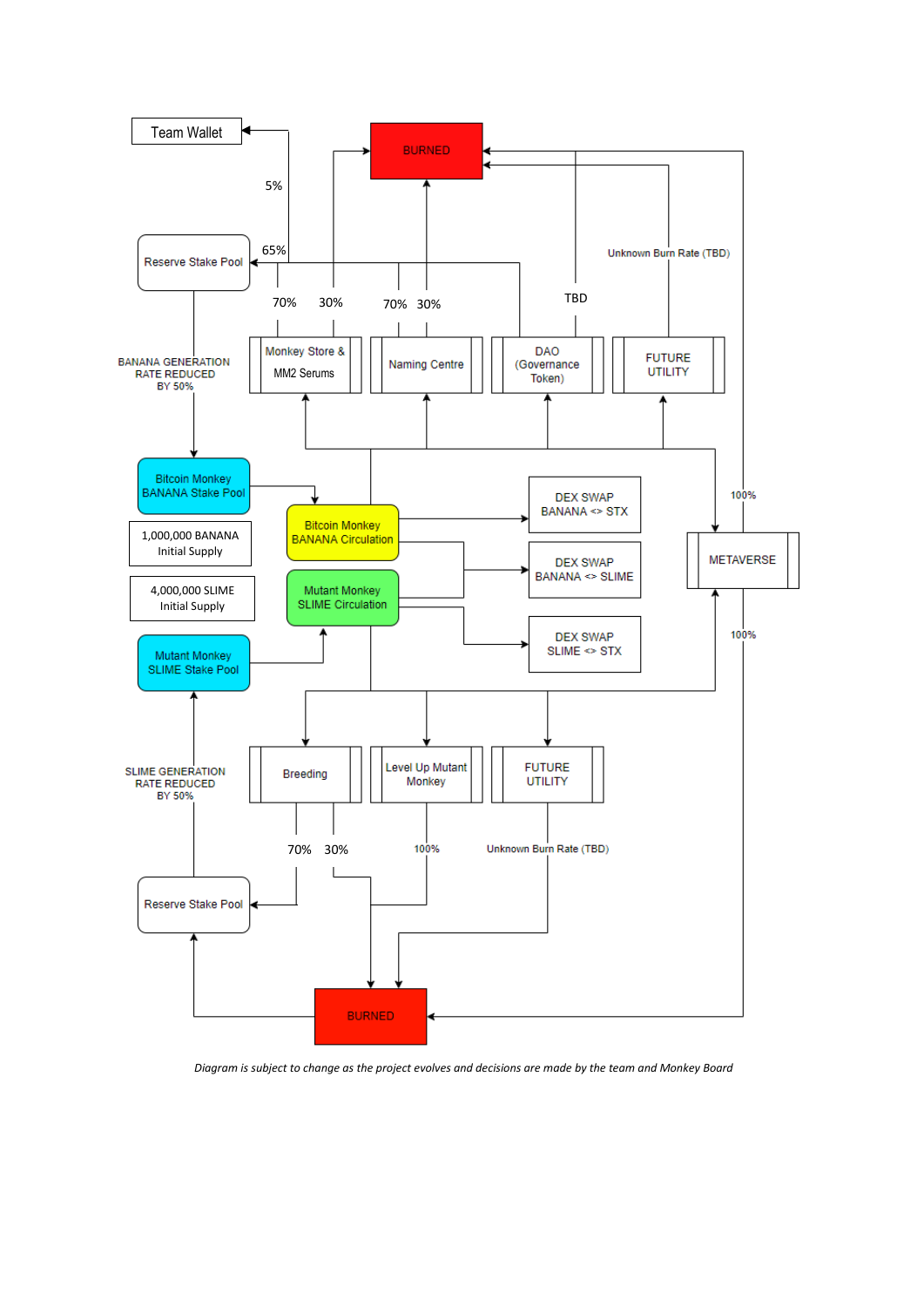Team Wallet

BURNED

5%

65%

Reserve Stake Pool

70%

30%

70%

30%

TBD

Unknown Burn Rate (TBD)

Monkey Store & MM2 Serums

Naming Centre

DAO (Governance Token)

FUTURE UTILITY

BANANA GENERATION RATE REDUCED BY 50%

Bitcoin Monkey BANANA Stake Pool

1,000,000 BANANA Initial Supply

4,000,000 SLIME Initial Supply

Bitcoin Monkey BANANA Circulation

Mutant Monkey SLIME Circulation

DEX SWAP BANANA <> STX

DEX SWAP BANANA <> SLIME

DEX SWAP SLIME <> STX

100%

METAVERSE

100%

Mutant Monkey SLIME Stake Pool

SLIME GENERATION RATE REDUCED BY 50%

Breeding

Level Up Mutant Monkey

FUTURE UTILITY

70%

30%

100%

Unknown Burn Rate (TBD)

Reserve Stake Pool

BURNED

*Diagram is subject to change as the project evolves and decisions are made by the team and Monkey Board*